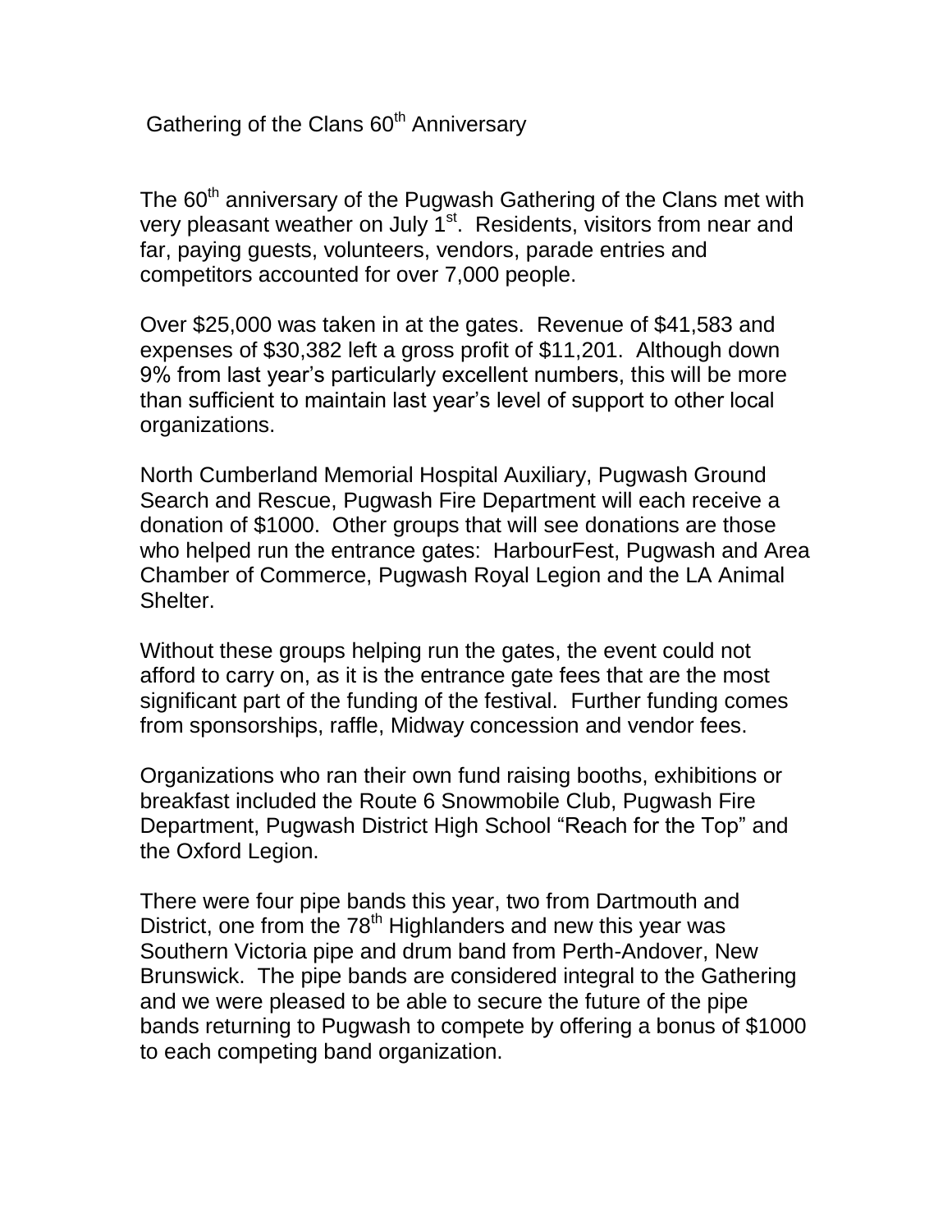# Gathering of the Clans 60th Anniversary

The 60th anniversary of the Pugwash Gathering of the Clans met with very pleasant weather on July 1st. Residents, visitors from near and far, paying guests, volunteers, vendors, parade entries and competitors accounted for over 7,000 people.

Over $25,000 was taken in at the gates. Revenue of $41,583 and expenses of $30,382 left a gross profit of $11,201. Although down 9% from last year's particularly excellent numbers, this will be more than sufficient to maintain last year's level of support to other local organizations.

North Cumberland Memorial Hospital Auxiliary, Pugwash Ground Search and Rescue, Pugwash Fire Department will each receive a donation of $1000. Other groups that will see donations are those who helped run the entrance gates: HarbourFest, Pugwash and Area Chamber of Commerce, Pugwash Royal Legion and the LA Animal Shelter.

Without these groups helping run the gates, the event could not afford to carry on, as it is the entrance gate fees that are the most significant part of the funding of the festival. Further funding comes from sponsorships, raffle, Midway concession and vendor fees.

Organizations who ran their own fund raising booths, exhibitions or breakfast included the Route 6 Snowmobile Club, Pugwash Fire Department, Pugwash District High School "Reach for the Top" and the Oxford Legion.

There were four pipe bands this year, two from Dartmouth and District, one from the 78th Highlanders and new this year was Southern Victoria pipe and drum band from Perth-Andover, New Brunswick. The pipe bands are considered integral to the Gathering and we were pleased to be able to secure the future of the pipe bands returning to Pugwash to compete by offering a bonus of $1000 to each competing band organization.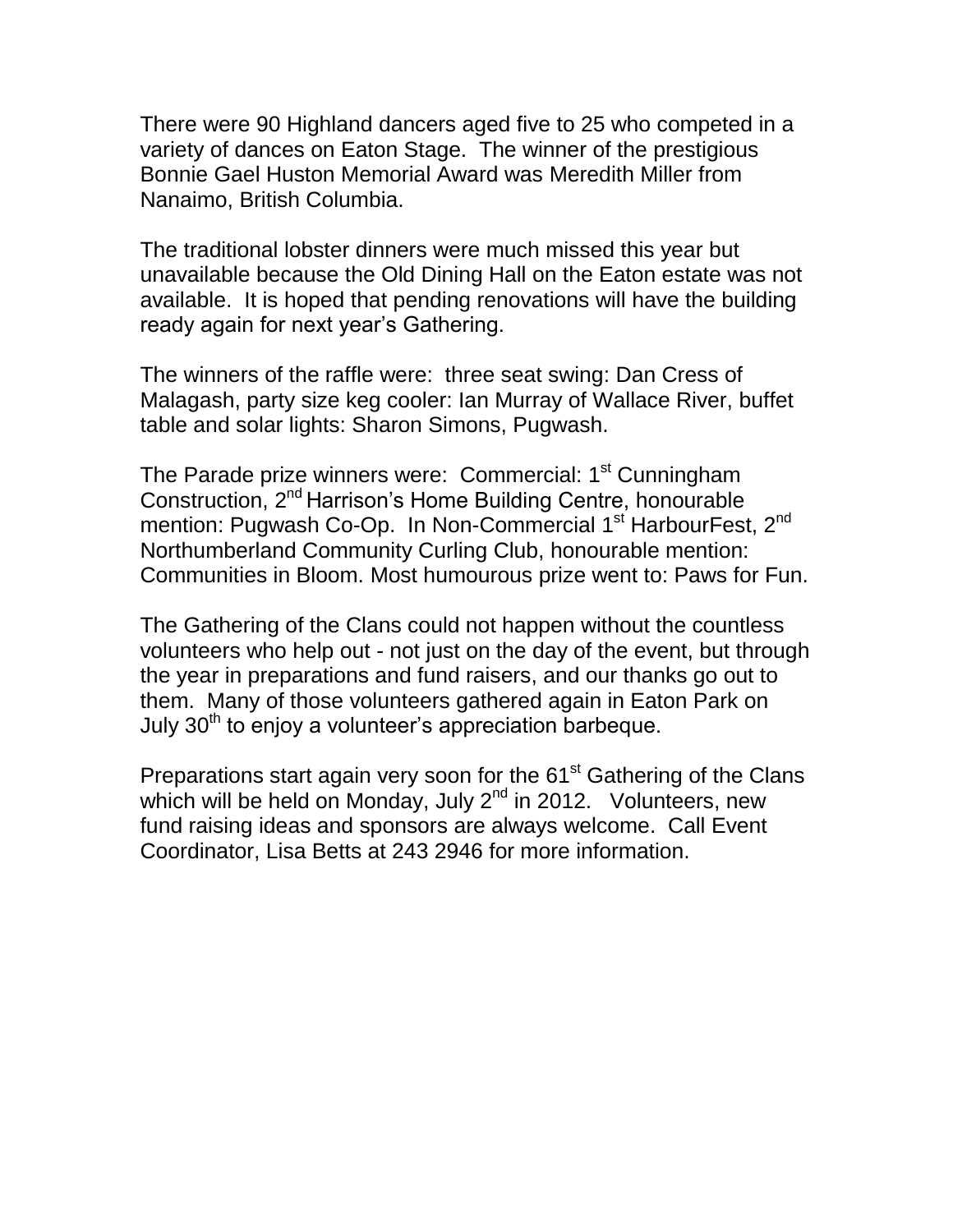There were 90 Highland dancers aged five to 25 who competed in a variety of dances on Eaton Stage. The winner of the prestigious Bonnie Gael Huston Memorial Award was Meredith Miller from Nanaimo, British Columbia.

The traditional lobster dinners were much missed this year but unavailable because the Old Dining Hall on the Eaton estate was not available. It is hoped that pending renovations will have the building ready again for next year's Gathering.

The winners of the raffle were: three seat swing: Dan Cress of Malagash, party size keg cooler: Ian Murray of Wallace River, buffet table and solar lights: Sharon Simons, Pugwash.

The Parade prize winners were: Commercial: 1st Cunningham Construction, 2nd Harrison's Home Building Centre, honourable mention: Pugwash Co-Op. In Non-Commercial 1st HarbourFest, 2nd Northumberland Community Curling Club, honourable mention: Communities in Bloom. Most humourous prize went to: Paws for Fun.

The Gathering of the Clans could not happen without the countless volunteers who help out - not just on the day of the event, but through the year in preparations and fund raisers, and our thanks go out to them. Many of those volunteers gathered again in Eaton Park on July 30th to enjoy a volunteer's appreciation barbeque.

Preparations start again very soon for the 61st Gathering of the Clans which will be held on Monday, July 2nd in 2012. Volunteers, new fund raising ideas and sponsors are always welcome. Call Event Coordinator, Lisa Betts at 243 2946 for more information.